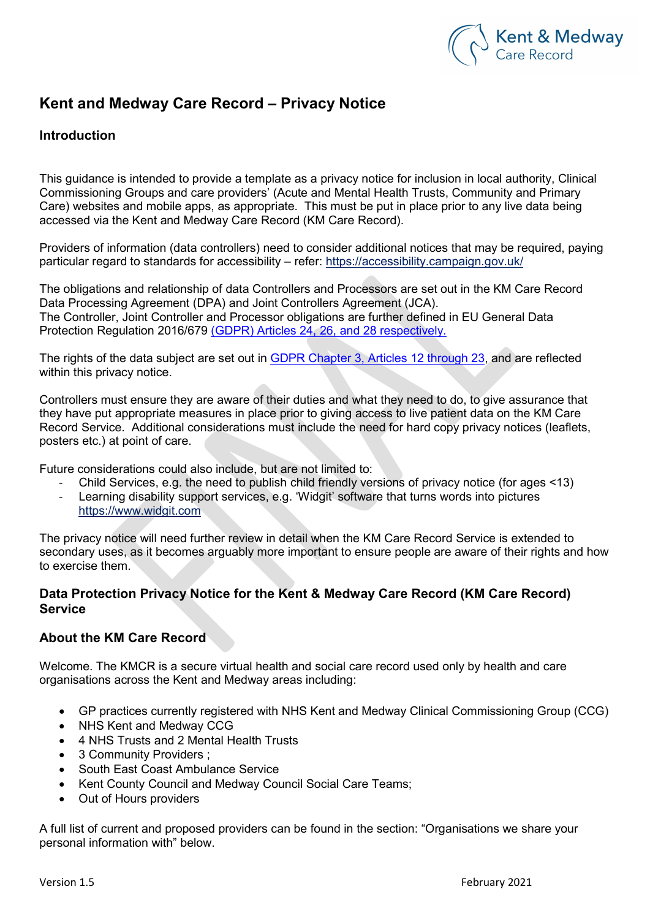# Kent and Medway Care Record – Privacy Notice

## Introduction

This guidance is intended to provide a template as a privacy notice for inclusion in local authority, Clinical Commissioning Groups and care providers' (Acute and Mental Health Trusts, Community and Primary Care) websites and mobile apps, as appropriate. This must be put in place prior to any live data being accessed via the Kent and Medway Care Record (KM Care Record).

Providers of information (data controllers) need to consider additional notices that may be required, paying particular regard to standards for accessibility – refer: https://accessibility.campaign.gov.uk/

The obligations and relationship of data Controllers and Processors are set out in the KM Care Record Data Processing Agreement (DPA) and Joint Controllers Agreement (JCA).
The Controller, Joint Controller and Processor obligations are further defined in EU General Data Protection Regulation 2016/679 (GDPR) Articles 24, 26, and 28 respectively.

The rights of the data subject are set out in GDPR Chapter 3, Articles 12 through 23, and are reflected within this privacy notice.

Controllers must ensure they are aware of their duties and what they need to do, to give assurance that they have put appropriate measures in place prior to giving access to live patient data on the KM Care Record Service. Additional considerations must include the need for hard copy privacy notices (leaflets, posters etc.) at point of care.

Future considerations could also include, but are not limited to:

- Child Services, e.g. the need to publish child friendly versions of privacy notice (for ages <13)
- Learning disability support services, e.g. 'Widgit' software that turns words into pictures https://www.widgit.com

The privacy notice will need further review in detail when the KM Care Record Service is extended to secondary uses, as it becomes arguably more important to ensure people are aware of their rights and how to exercise them.

## Data Protection Privacy Notice for the Kent & Medway Care Record (KM Care Record) Service

## About the KM Care Record

Welcome. The KMCR is a secure virtual health and social care record used only by health and care organisations across the Kent and Medway areas including:

- GP practices currently registered with NHS Kent and Medway Clinical Commissioning Group (CCG)
- NHS Kent and Medway CCG
- 4 NHS Trusts and 2 Mental Health Trusts
- 3 Community Providers ;
- South East Coast Ambulance Service
- Kent County Council and Medway Council Social Care Teams;
- Out of Hours providers

A full list of current and proposed providers can be found in the section: "Organisations we share your personal information with" below.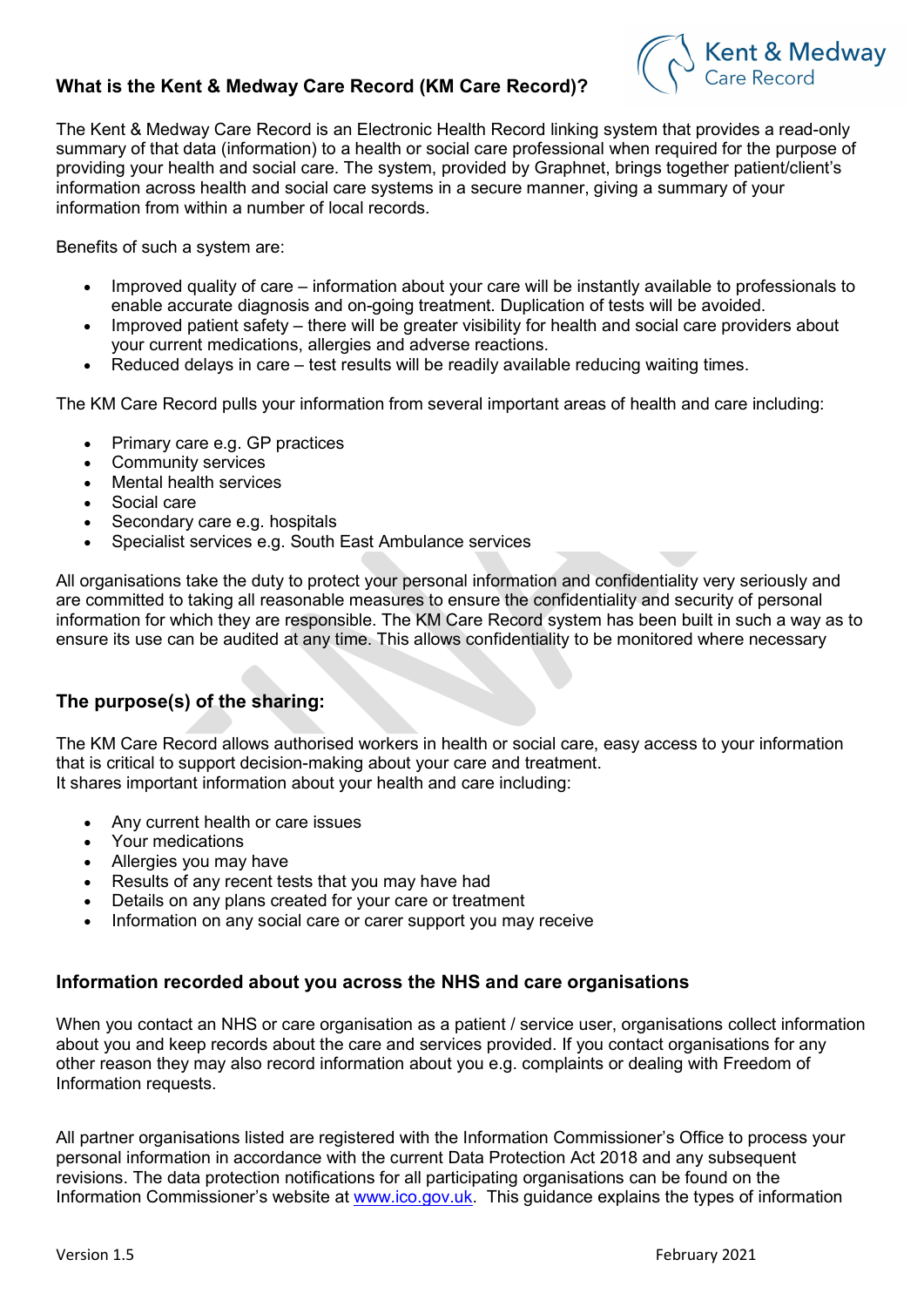## What is the Kent & Medway Care Record (KM Care Record)?

The Kent & Medway Care Record is an Electronic Health Record linking system that provides a read-only summary of that data (information) to a health or social care professional when required for the purpose of providing your health and social care. The system, provided by Graphnet, brings together patient/client's information across health and social care systems in a secure manner, giving a summary of your information from within a number of local records.

Benefits of such a system are:

- Improved quality of care – information about your care will be instantly available to professionals to enable accurate diagnosis and on-going treatment. Duplication of tests will be avoided.
- Improved patient safety – there will be greater visibility for health and social care providers about your current medications, allergies and adverse reactions.
- Reduced delays in care – test results will be readily available reducing waiting times.

The KM Care Record pulls your information from several important areas of health and care including:

- Primary care e.g. GP practices
- Community services
- Mental health services
- Social care
- Secondary care e.g. hospitals
- Specialist services e.g. South East Ambulance services

All organisations take the duty to protect your personal information and confidentiality very seriously and are committed to taking all reasonable measures to ensure the confidentiality and security of personal information for which they are responsible. The KM Care Record system has been built in such a way as to ensure its use can be audited at any time. This allows confidentiality to be monitored where necessary

## The purpose(s) of the sharing:

The KM Care Record allows authorised workers in health or social care, easy access to your information that is critical to support decision-making about your care and treatment.
It shares important information about your health and care including:

- Any current health or care issues
- Your medications
- Allergies you may have
- Results of any recent tests that you may have had
- Details on any plans created for your care or treatment
- Information on any social care or carer support you may receive

## Information recorded about you across the NHS and care organisations

When you contact an NHS or care organisation as a patient / service user, organisations collect information about you and keep records about the care and services provided. If you contact organisations for any other reason they may also record information about you e.g. complaints or dealing with Freedom of Information requests.

All partner organisations listed are registered with the Information Commissioner's Office to process your personal information in accordance with the current Data Protection Act 2018 and any subsequent revisions. The data protection notifications for all participating organisations can be found on the Information Commissioner's website at [www.ico.gov.uk](http://www.ico.gov.uk). This guidance explains the types of information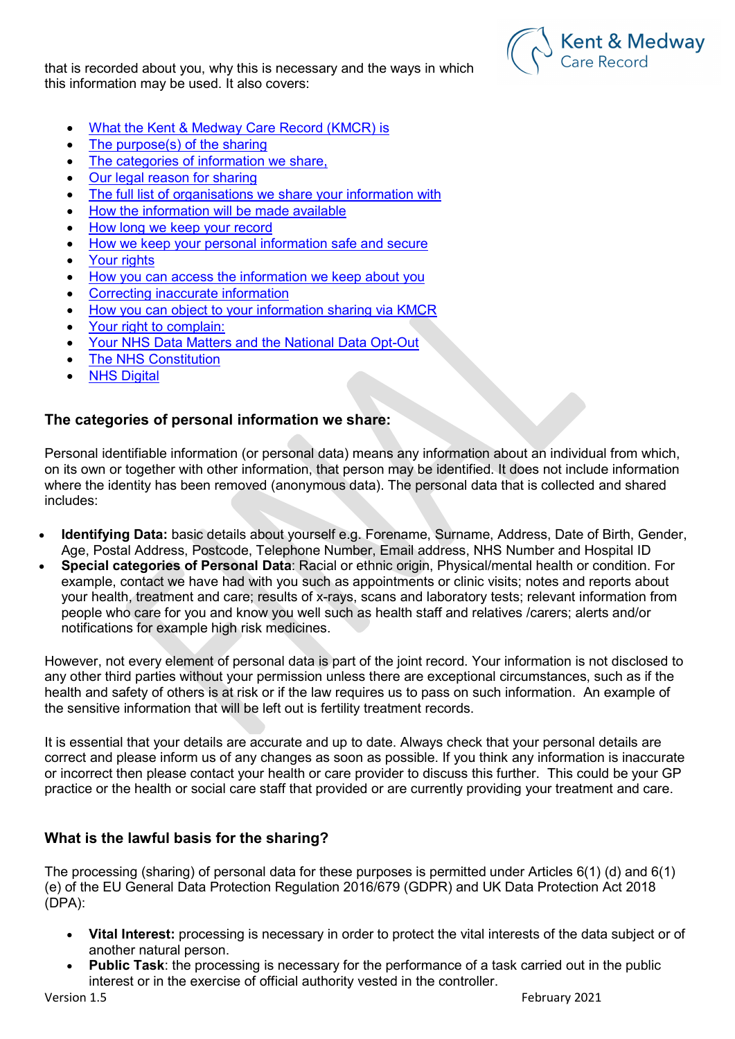that is recorded about you, why this is necessary and the ways in which this information may be used. It also covers:

- What the Kent & Medway Care Record (KMCR) is
- The purpose(s) of the sharing
- The categories of information we share,
- Our legal reason for sharing
- The full list of organisations we share your information with
- How the information will be made available
- How long we keep your record
- How we keep your personal information safe and secure
- Your rights
- How you can access the information we keep about you
- Correcting inaccurate information
- How you can object to your information sharing via KMCR
- Your right to complain:
- Your NHS Data Matters and the National Data Opt-Out
- The NHS Constitution
- NHS Digital

### The categories of personal information we share:

Personal identifiable information (or personal data) means any information about an individual from which, on its own or together with other information, that person may be identified. It does not include information where the identity has been removed (anonymous data). The personal data that is collected and shared includes:

- **Identifying Data:** basic details about yourself e.g. Forename, Surname, Address, Date of Birth, Gender, Age, Postal Address, Postcode, Telephone Number, Email address, NHS Number and Hospital ID
- **Special categories of Personal Data**: Racial or ethnic origin, Physical/mental health or condition. For example, contact we have had with you such as appointments or clinic visits; notes and reports about your health, treatment and care; results of x-rays, scans and laboratory tests; relevant information from people who care for you and know you well such as health staff and relatives /carers; alerts and/or notifications for example high risk medicines.

However, not every element of personal data is part of the joint record. Your information is not disclosed to any other third parties without your permission unless there are exceptional circumstances, such as if the health and safety of others is at risk or if the law requires us to pass on such information. An example of the sensitive information that will be left out is fertility treatment records.

It is essential that your details are accurate and up to date. Always check that your personal details are correct and please inform us of any changes as soon as possible. If you think any information is inaccurate or incorrect then please contact your health or care provider to discuss this further. This could be your GP practice or the health or social care staff that provided or are currently providing your treatment and care.

### What is the lawful basis for the sharing?

The processing (sharing) of personal data for these purposes is permitted under Articles 6(1) (d) and 6(1) (e) of the EU General Data Protection Regulation 2016/679 (GDPR) and UK Data Protection Act 2018 (DPA):

- **Vital Interest:** processing is necessary in order to protect the vital interests of the data subject or of another natural person.
- **Public Task**: the processing is necessary for the performance of a task carried out in the public interest or in the exercise of official authority vested in the controller.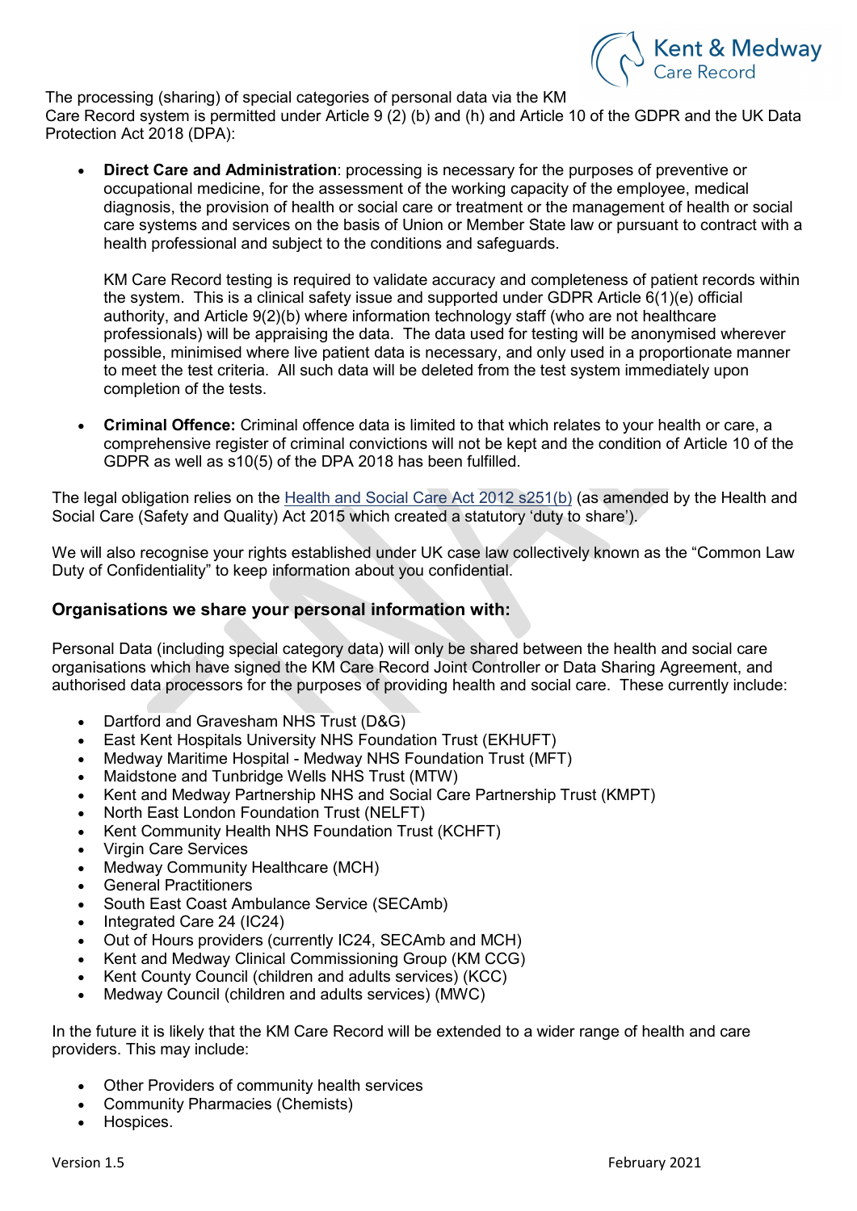The processing (sharing) of special categories of personal data via the KM Care Record system is permitted under Article 9 (2) (b) and (h) and Article 10 of the GDPR and the UK Data Protection Act 2018 (DPA):

- **Direct Care and Administration**: processing is necessary for the purposes of preventive or occupational medicine, for the assessment of the working capacity of the employee, medical diagnosis, the provision of health or social care or treatment or the management of health or social care systems and services on the basis of Union or Member State law or pursuant to contract with a health professional and subject to the conditions and safeguards.

  KM Care Record testing is required to validate accuracy and completeness of patient records within the system. This is a clinical safety issue and supported under GDPR Article 6(1)(e) official authority, and Article 9(2)(b) where information technology staff (who are not healthcare professionals) will be appraising the data. The data used for testing will be anonymised wherever possible, minimised where live patient data is necessary, and only used in a proportionate manner to meet the test criteria. All such data will be deleted from the test system immediately upon completion of the tests.

- **Criminal Offence:** Criminal offence data is limited to that which relates to your health or care, a comprehensive register of criminal convictions will not be kept and the condition of Article 10 of the GDPR as well as s10(5) of the DPA 2018 has been fulfilled.

The legal obligation relies on the Health and Social Care Act 2012 s251(b) (as amended by the Health and Social Care (Safety and Quality) Act 2015 which created a statutory 'duty to share').

We will also recognise your rights established under UK case law collectively known as the "Common Law Duty of Confidentiality" to keep information about you confidential.

### Organisations we share your personal information with:

Personal Data (including special category data) will only be shared between the health and social care organisations which have signed the KM Care Record Joint Controller or Data Sharing Agreement, and authorised data processors for the purposes of providing health and social care. These currently include:

- Dartford and Gravesham NHS Trust (D&G)
- East Kent Hospitals University NHS Foundation Trust (EKHUFT)
- Medway Maritime Hospital - Medway NHS Foundation Trust (MFT)
- Maidstone and Tunbridge Wells NHS Trust (MTW)
- Kent and Medway Partnership NHS and Social Care Partnership Trust (KMPT)
- North East London Foundation Trust (NELFT)
- Kent Community Health NHS Foundation Trust (KCHFT)
- Virgin Care Services
- Medway Community Healthcare (MCH)
- General Practitioners
- South East Coast Ambulance Service (SECAmb)
- Integrated Care 24 (IC24)
- Out of Hours providers (currently IC24, SECAmb and MCH)
- Kent and Medway Clinical Commissioning Group (KM CCG)
- Kent County Council (children and adults services) (KCC)
- Medway Council (children and adults services) (MWC)

In the future it is likely that the KM Care Record will be extended to a wider range of health and care providers. This may include:

- Other Providers of community health services
- Community Pharmacies (Chemists)
- Hospices.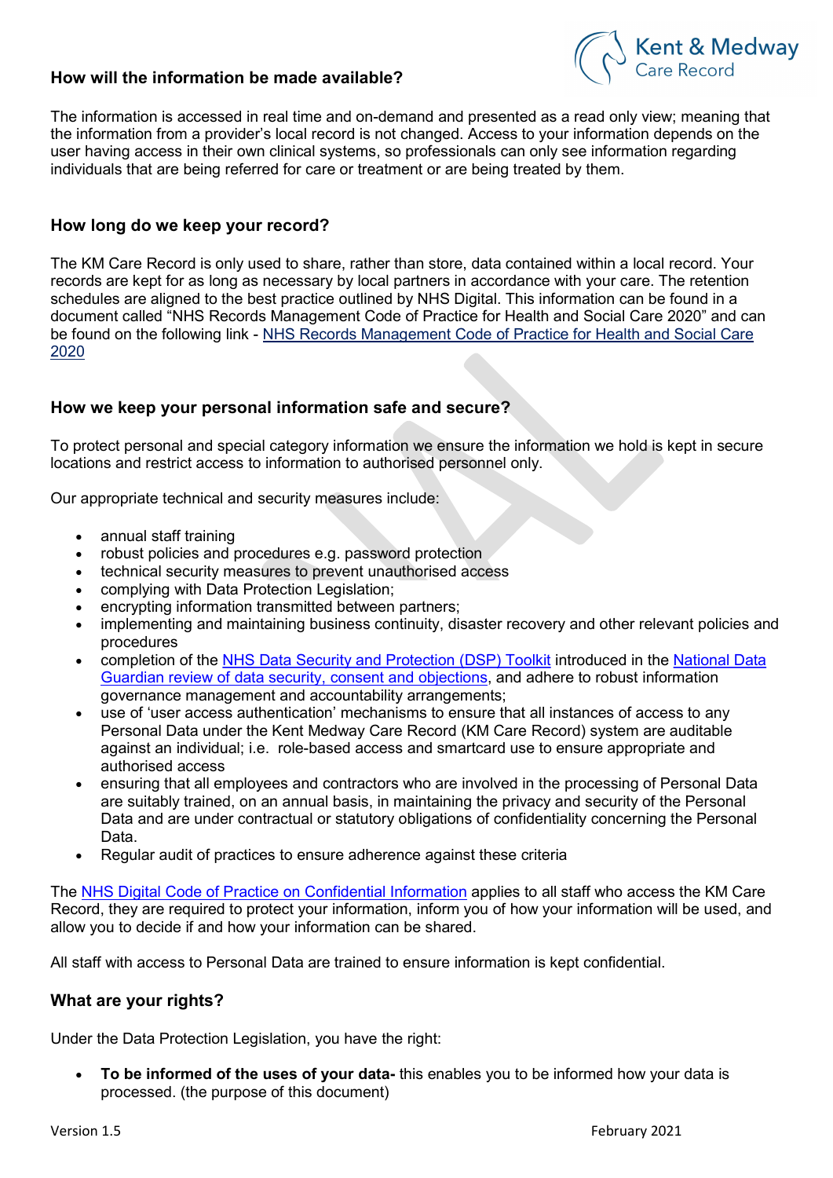## How will the information be made available?

The information is accessed in real time and on-demand and presented as a read only view; meaning that the information from a provider's local record is not changed. Access to your information depends on the user having access in their own clinical systems, so professionals can only see information regarding individuals that are being referred for care or treatment or are being treated by them.

## How long do we keep your record?

The KM Care Record is only used to share, rather than store, data contained within a local record. Your records are kept for as long as necessary by local partners in accordance with your care. The retention schedules are aligned to the best practice outlined by NHS Digital. This information can be found in a document called "NHS Records Management Code of Practice for Health and Social Care 2020" and can be found on the following link - [NHS Records Management Code of Practice for Health and Social Care 2020]()

## How we keep your personal information safe and secure?

To protect personal and special category information we ensure the information we hold is kept in secure locations and restrict access to information to authorised personnel only.

Our appropriate technical and security measures include:

- annual staff training
- robust policies and procedures e.g. password protection
- technical security measures to prevent unauthorised access
- complying with Data Protection Legislation;
- encrypting information transmitted between partners;
- implementing and maintaining business continuity, disaster recovery and other relevant policies and procedures
- completion of the [NHS Data Security and Protection (DSP) Toolkit]() introduced in the [National Data Guardian review of data security, consent and objections](), and adhere to robust information governance management and accountability arrangements;
- use of 'user access authentication' mechanisms to ensure that all instances of access to any Personal Data under the Kent Medway Care Record (KM Care Record) system are auditable against an individual; i.e. role-based access and smartcard use to ensure appropriate and authorised access
- ensuring that all employees and contractors who are involved in the processing of Personal Data are suitably trained, on an annual basis, in maintaining the privacy and security of the Personal Data and are under contractual or statutory obligations of confidentiality concerning the Personal Data.
- Regular audit of practices to ensure adherence against these criteria

The [NHS Digital Code of Practice on Confidential Information]() applies to all staff who access the KM Care Record, they are required to protect your information, inform you of how your information will be used, and allow you to decide if and how your information can be shared.

All staff with access to Personal Data are trained to ensure information is kept confidential.

## What are your rights?

Under the Data Protection Legislation, you have the right:

- **To be informed of the uses of your data-** this enables you to be informed how your data is processed. (the purpose of this document)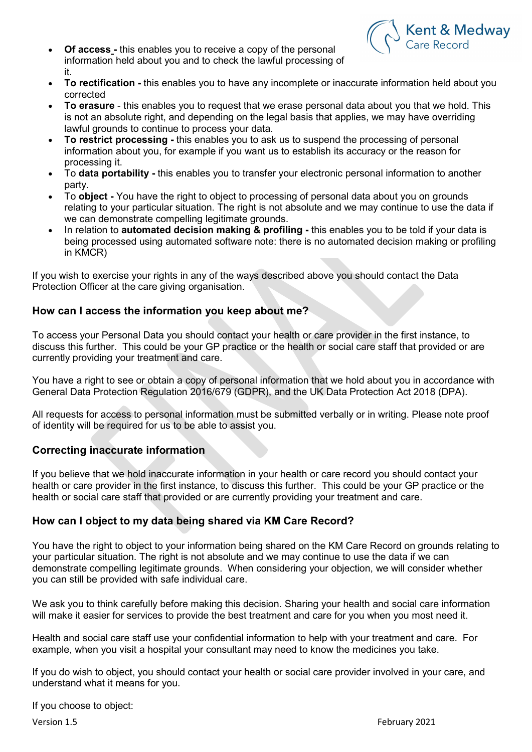- **Of access -** this enables you to receive a copy of the personal information held about you and to check the lawful processing of it.
- **To rectification -** this enables you to have any incomplete or inaccurate information held about you corrected
- **To erasure** - this enables you to request that we erase personal data about you that we hold. This is not an absolute right, and depending on the legal basis that applies, we may have overriding lawful grounds to continue to process your data.
- **To restrict processing -** this enables you to ask us to suspend the processing of personal information about you, for example if you want us to establish its accuracy or the reason for processing it.
- To **data portability -** this enables you to transfer your electronic personal information to another party.
- To **object -** You have the right to object to processing of personal data about you on grounds relating to your particular situation. The right is not absolute and we may continue to use the data if we can demonstrate compelling legitimate grounds.
- In relation to **automated decision making & profiling -** this enables you to be told if your data is being processed using automated software note: there is no automated decision making or profiling in KMCR)

If you wish to exercise your rights in any of the ways described above you should contact the Data Protection Officer at the care giving organisation.

### How can I access the information you keep about me?

To access your Personal Data you should contact your health or care provider in the first instance, to discuss this further. This could be your GP practice or the health or social care staff that provided or are currently providing your treatment and care.

You have a right to see or obtain a copy of personal information that we hold about you in accordance with General Data Protection Regulation 2016/679 (GDPR), and the UK Data Protection Act 2018 (DPA).

All requests for access to personal information must be submitted verbally or in writing. Please note proof of identity will be required for us to be able to assist you.

### Correcting inaccurate information

If you believe that we hold inaccurate information in your health or care record you should contact your health or care provider in the first instance, to discuss this further. This could be your GP practice or the health or social care staff that provided or are currently providing your treatment and care.

### How can I object to my data being shared via KM Care Record?

You have the right to object to your information being shared on the KM Care Record on grounds relating to your particular situation. The right is not absolute and we may continue to use the data if we can demonstrate compelling legitimate grounds. When considering your objection, we will consider whether you can still be provided with safe individual care.

We ask you to think carefully before making this decision. Sharing your health and social care information will make it easier for services to provide the best treatment and care for you when you most need it.

Health and social care staff use your confidential information to help with your treatment and care. For example, when you visit a hospital your consultant may need to know the medicines you take.

If you do wish to object, you should contact your health or social care provider involved in your care, and understand what it means for you.

If you choose to object: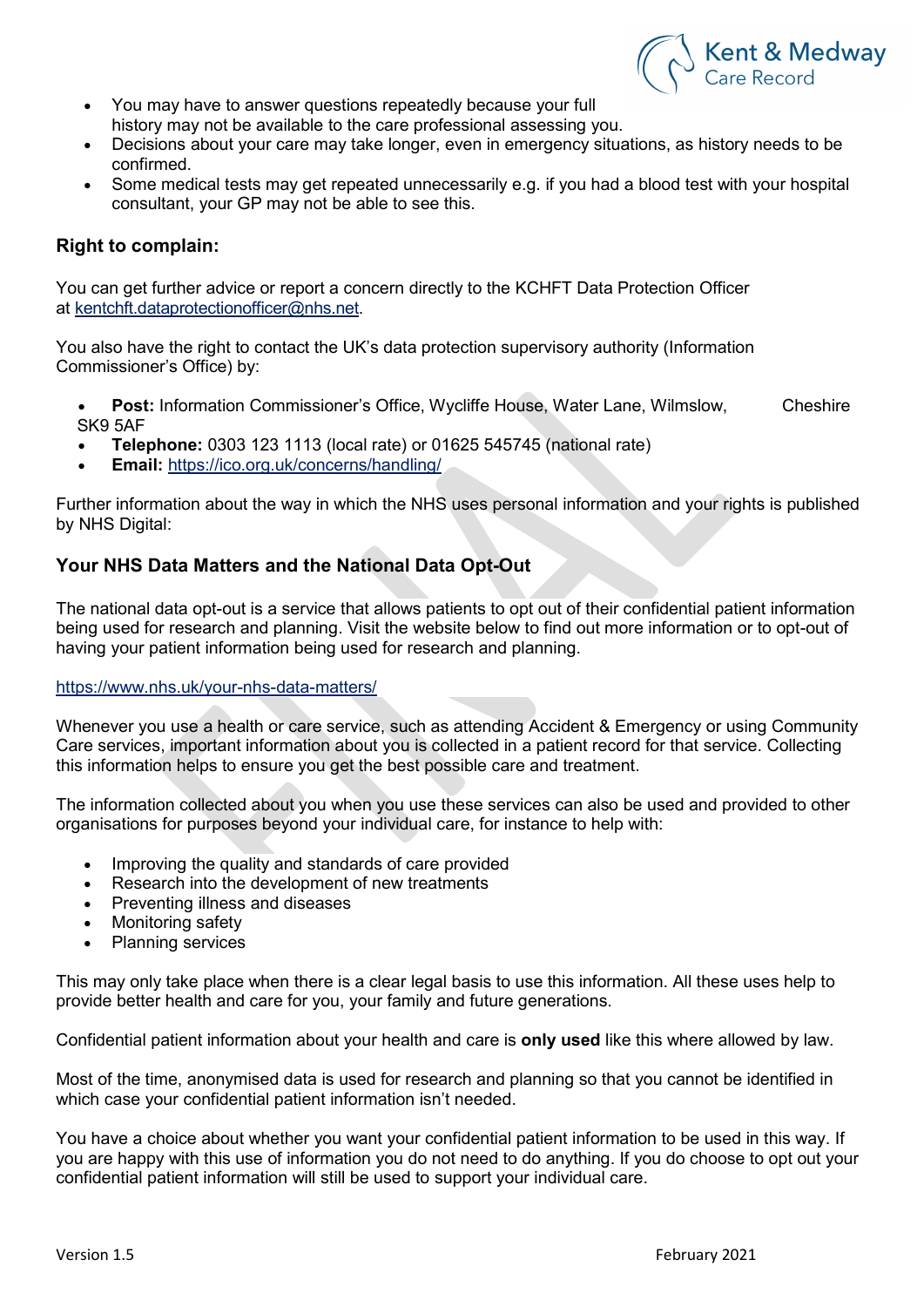- You may have to answer questions repeatedly because your full history may not be available to the care professional assessing you.
- Decisions about your care may take longer, even in emergency situations, as history needs to be confirmed.
- Some medical tests may get repeated unnecessarily e.g. if you had a blood test with your hospital consultant, your GP may not be able to see this.

### Right to complain:

You can get further advice or report a concern directly to the KCHFT Data Protection Officer at kentchft.dataprotectionofficer@nhs.net.

You also have the right to contact the UK's data protection supervisory authority (Information Commissioner's Office) by:

- **Post:** Information Commissioner's Office, Wycliffe House, Water Lane, Wilmslow, Cheshire SK9 5AF
- **Telephone:** 0303 123 1113 (local rate) or 01625 545745 (national rate)
- **Email:** https://ico.org.uk/concerns/handling/

Further information about the way in which the NHS uses personal information and your rights is published by NHS Digital:

### Your NHS Data Matters and the National Data Opt-Out

The national data opt-out is a service that allows patients to opt out of their confidential patient information being used for research and planning. Visit the website below to find out more information or to opt-out of having your patient information being used for research and planning.

https://www.nhs.uk/your-nhs-data-matters/

Whenever you use a health or care service, such as attending Accident & Emergency or using Community Care services, important information about you is collected in a patient record for that service. Collecting this information helps to ensure you get the best possible care and treatment.

The information collected about you when you use these services can also be used and provided to other organisations for purposes beyond your individual care, for instance to help with:

- Improving the quality and standards of care provided
- Research into the development of new treatments
- Preventing illness and diseases
- Monitoring safety
- Planning services

This may only take place when there is a clear legal basis to use this information. All these uses help to provide better health and care for you, your family and future generations.

Confidential patient information about your health and care is **only used** like this where allowed by law.

Most of the time, anonymised data is used for research and planning so that you cannot be identified in which case your confidential patient information isn't needed.

You have a choice about whether you want your confidential patient information to be used in this way. If you are happy with this use of information you do not need to do anything. If you do choose to opt out your confidential patient information will still be used to support your individual care.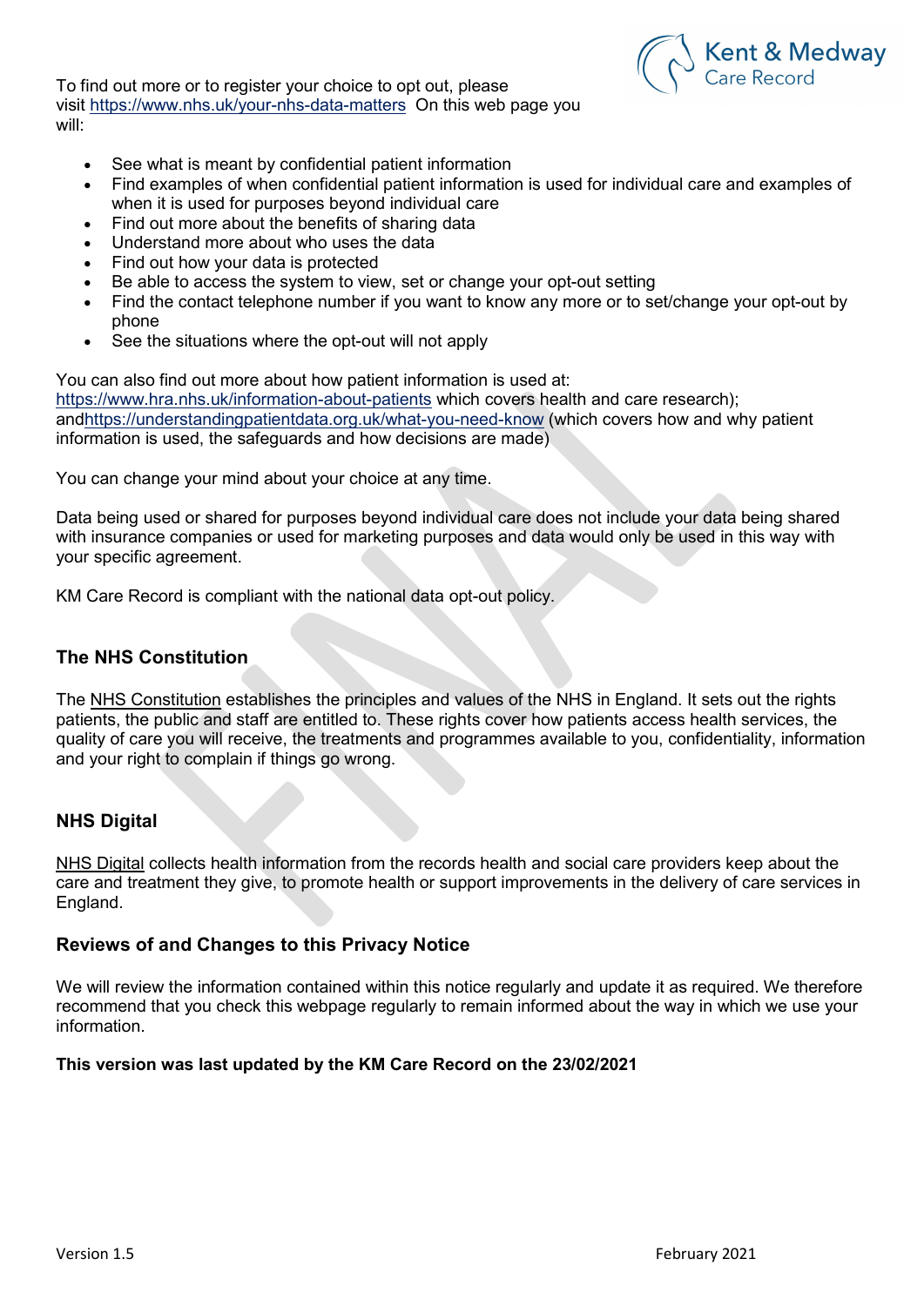To find out more or to register your choice to opt out, please visit https://www.nhs.uk/your-nhs-data-matters On this web page you will:

- See what is meant by confidential patient information
- Find examples of when confidential patient information is used for individual care and examples of when it is used for purposes beyond individual care
- Find out more about the benefits of sharing data
- Understand more about who uses the data
- Find out how your data is protected
- Be able to access the system to view, set or change your opt-out setting
- Find the contact telephone number if you want to know any more or to set/change your opt-out by phone
- See the situations where the opt-out will not apply

You can also find out more about how patient information is used at: https://www.hra.nhs.uk/information-about-patients which covers health and care research); andhttps://understandingpatientdata.org.uk/what-you-need-know (which covers how and why patient information is used, the safeguards and how decisions are made)

You can change your mind about your choice at any time.

Data being used or shared for purposes beyond individual care does not include your data being shared with insurance companies or used for marketing purposes and data would only be used in this way with your specific agreement.

KM Care Record is compliant with the national data opt-out policy.

## The NHS Constitution

The NHS Constitution establishes the principles and values of the NHS in England. It sets out the rights patients, the public and staff are entitled to. These rights cover how patients access health services, the quality of care you will receive, the treatments and programmes available to you, confidentiality, information and your right to complain if things go wrong.

## NHS Digital

NHS Digital collects health information from the records health and social care providers keep about the care and treatment they give, to promote health or support improvements in the delivery of care services in England.

## Reviews of and Changes to this Privacy Notice

We will review the information contained within this notice regularly and update it as required. We therefore recommend that you check this webpage regularly to remain informed about the way in which we use your information.

**This version was last updated by the KM Care Record on the 23/02/2021**